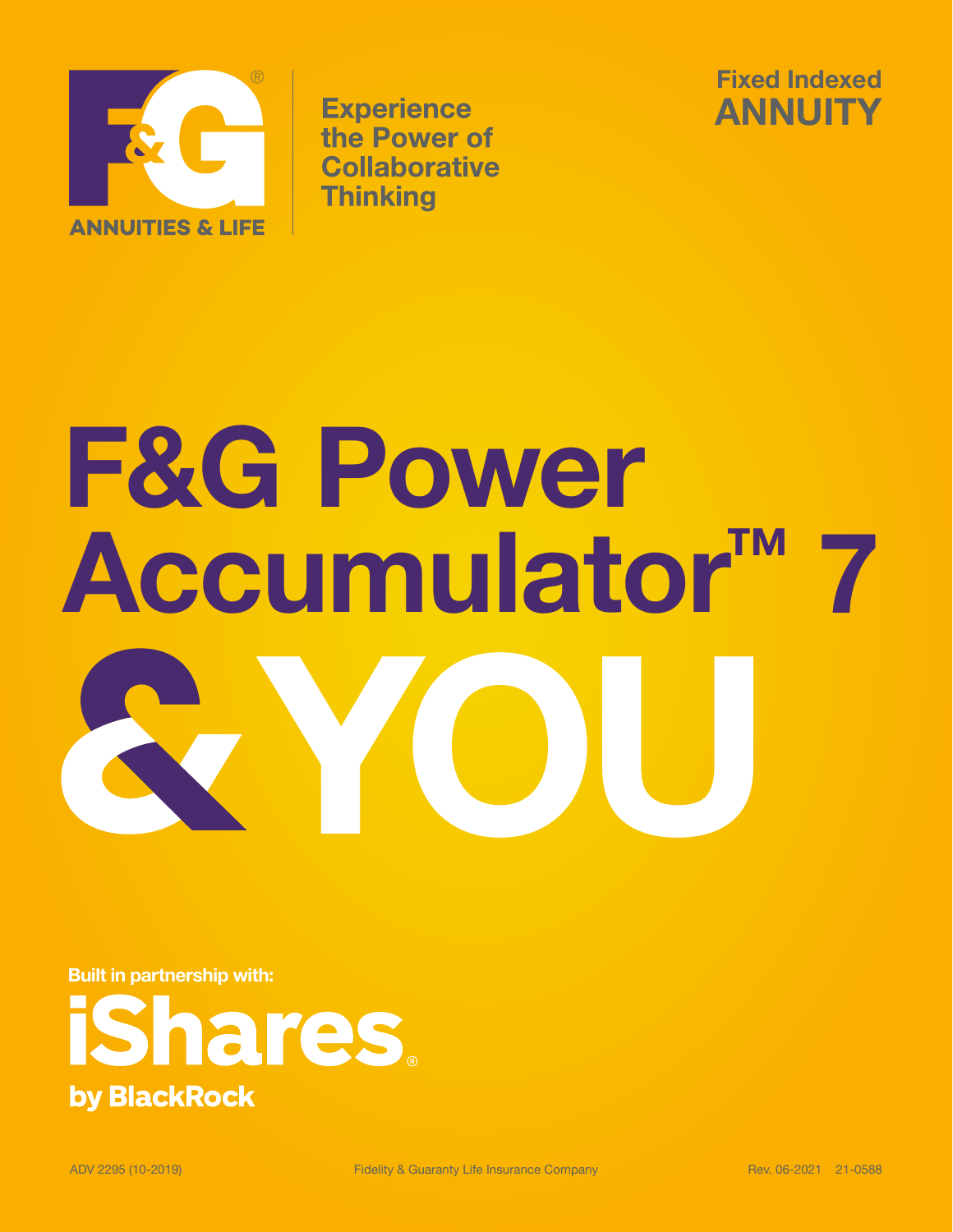F&G ANNUITIES & LIFE

Experience the Power of Collaborative Thinking

Fixed Indexed
**ANNUITY**

# F&G Power Accumulator™ 7 & YOU

**Built in partnership with:**

iShares® by BlackRock

ADV 2295 (10-2019) Fidelity & Guaranty Life Insurance Company Rev. 06-2021 21-0588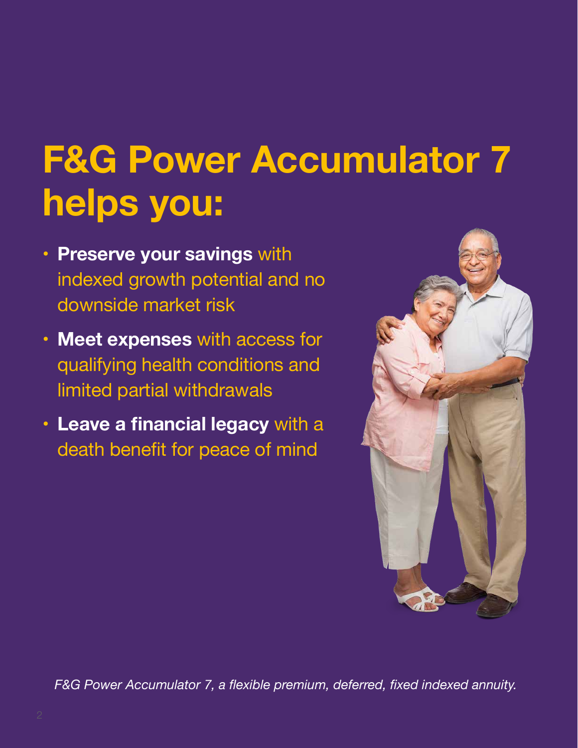# F&G Power Accumulator 7 helps you:

- **Preserve your savings** with indexed growth potential and no downside market risk
- **Meet expenses** with access for qualifying health conditions and limited partial withdrawals
- **Leave a financial legacy** with a death benefit for peace of mind

*F&G Power Accumulator 7, a flexible premium, deferred, fixed indexed annuity.*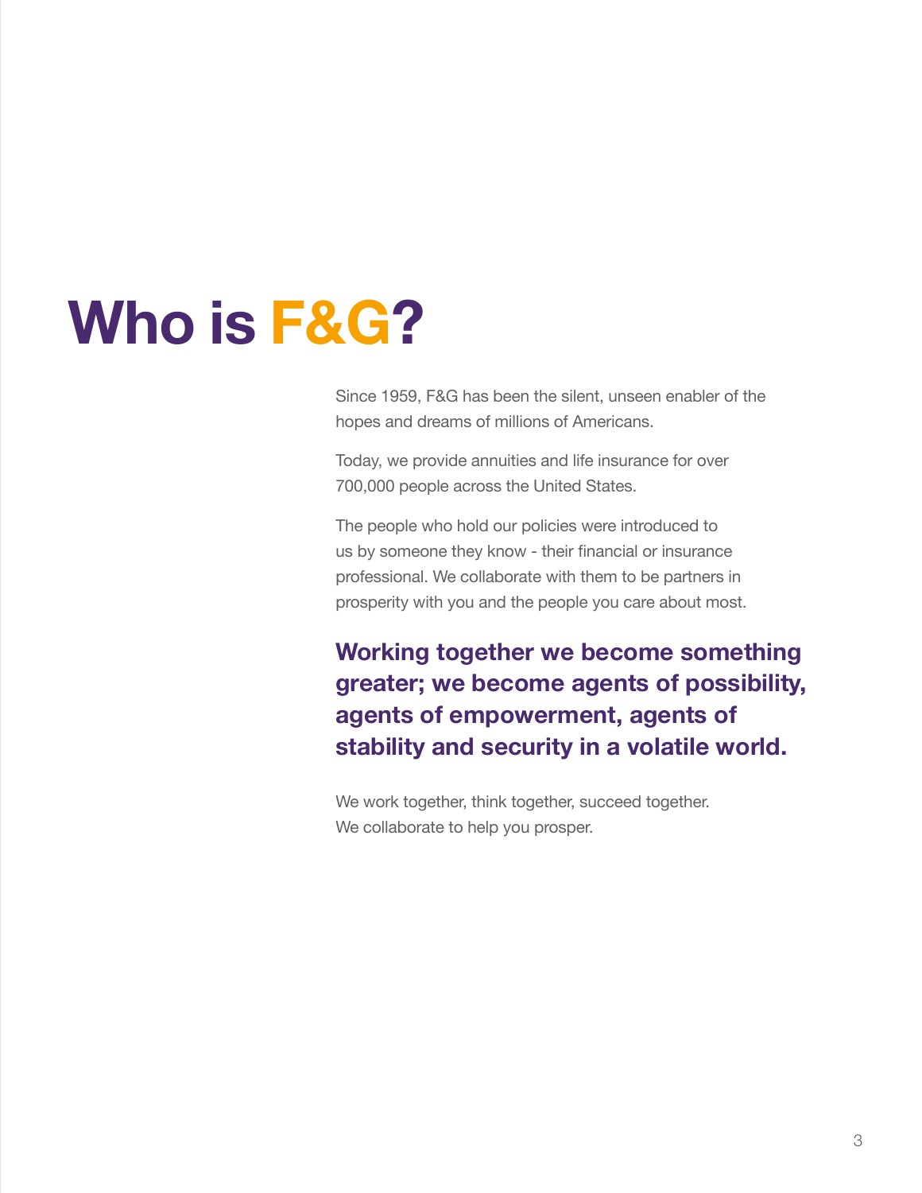# Who is F&G?

Since 1959, F&G has been the silent, unseen enabler of the hopes and dreams of millions of Americans.

Today, we provide annuities and life insurance for over 700,000 people across the United States.

The people who hold our policies were introduced to us by someone they know - their financial or insurance professional. We collaborate with them to be partners in prosperity with you and the people you care about most.

**Working together we become something greater; we become agents of possibility, agents of empowerment, agents of stability and security in a volatile world.**

We work together, think together, succeed together.
We collaborate to help you prosper.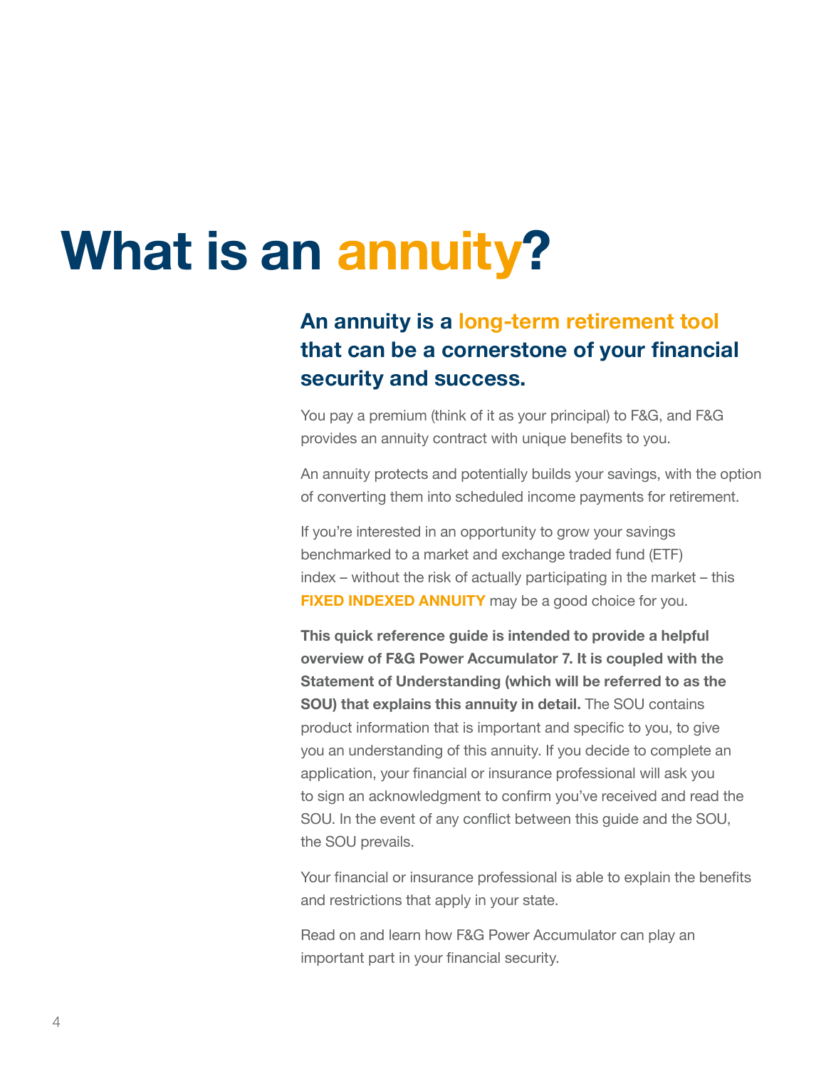# What is an annuity?

## An annuity is a long-term retirement tool that can be a cornerstone of your financial security and success.

You pay a premium (think of it as your principal) to F&G, and F&G provides an annuity contract with unique benefits to you.

An annuity protects and potentially builds your savings, with the option of converting them into scheduled income payments for retirement.

If you're interested in an opportunity to grow your savings benchmarked to a market and exchange traded fund (ETF) index – without the risk of actually participating in the market – this **FIXED INDEXED ANNUITY** may be a good choice for you.

**This quick reference guide is intended to provide a helpful overview of F&G Power Accumulator 7. It is coupled with the Statement of Understanding (which will be referred to as the SOU) that explains this annuity in detail.** The SOU contains product information that is important and specific to you, to give you an understanding of this annuity. If you decide to complete an application, your financial or insurance professional will ask you to sign an acknowledgment to confirm you've received and read the SOU. In the event of any conflict between this guide and the SOU, the SOU prevails.

Your financial or insurance professional is able to explain the benefits and restrictions that apply in your state.

Read on and learn how F&G Power Accumulator can play an important part in your financial security.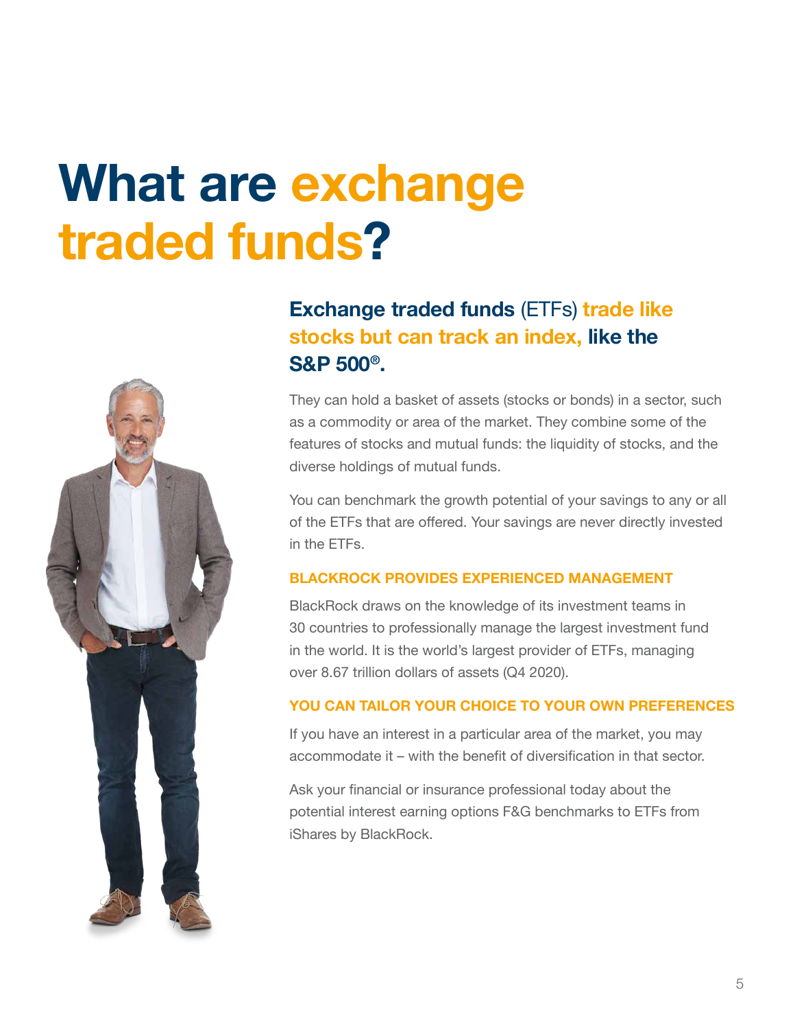# What are exchange traded funds?

## **Exchange traded funds** (ETFs) **trade like stocks but can track an index, like the S&P 500®.**

They can hold a basket of assets (stocks or bonds) in a sector, such as a commodity or area of the market. They combine some of the features of stocks and mutual funds: the liquidity of stocks, and the diverse holdings of mutual funds.

You can benchmark the growth potential of your savings to any or all of the ETFs that are offered. Your savings are never directly invested in the ETFs.

### BLACKROCK PROVIDES EXPERIENCED MANAGEMENT

BlackRock draws on the knowledge of its investment teams in 30 countries to professionally manage the largest investment fund in the world. It is the world's largest provider of ETFs, managing over 8.67 trillion dollars of assets (Q4 2020).

### YOU CAN TAILOR YOUR CHOICE TO YOUR OWN PREFERENCES

If you have an interest in a particular area of the market, you may accommodate it – with the benefit of diversification in that sector.

Ask your financial or insurance professional today about the potential interest earning options F&G benchmarks to ETFs from iShares by BlackRock.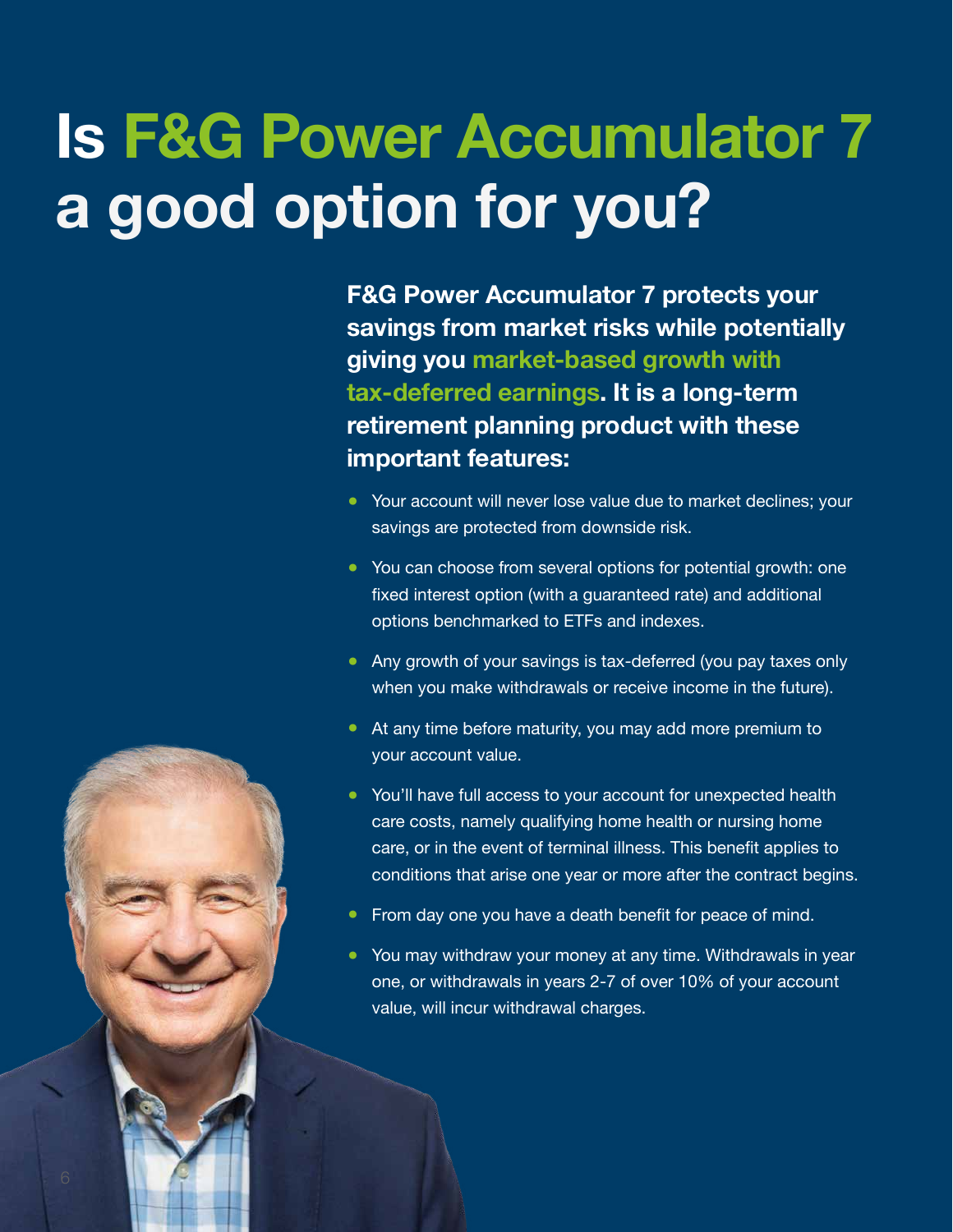# Is F&G Power Accumulator 7 a good option for you?

**F&G Power Accumulator 7 protects your savings from market risks while potentially giving you market-based growth with tax-deferred earnings. It is a long-term retirement planning product with these important features:**

- Your account will never lose value due to market declines; your savings are protected from downside risk.
- You can choose from several options for potential growth: one fixed interest option (with a guaranteed rate) and additional options benchmarked to ETFs and indexes.
- Any growth of your savings is tax-deferred (you pay taxes only when you make withdrawals or receive income in the future).
- At any time before maturity, you may add more premium to your account value.
- You'll have full access to your account for unexpected health care costs, namely qualifying home health or nursing home care, or in the event of terminal illness. This benefit applies to conditions that arise one year or more after the contract begins.
- From day one you have a death benefit for peace of mind.
- You may withdraw your money at any time. Withdrawals in year one, or withdrawals in years 2-7 of over 10% of your account value, will incur withdrawal charges.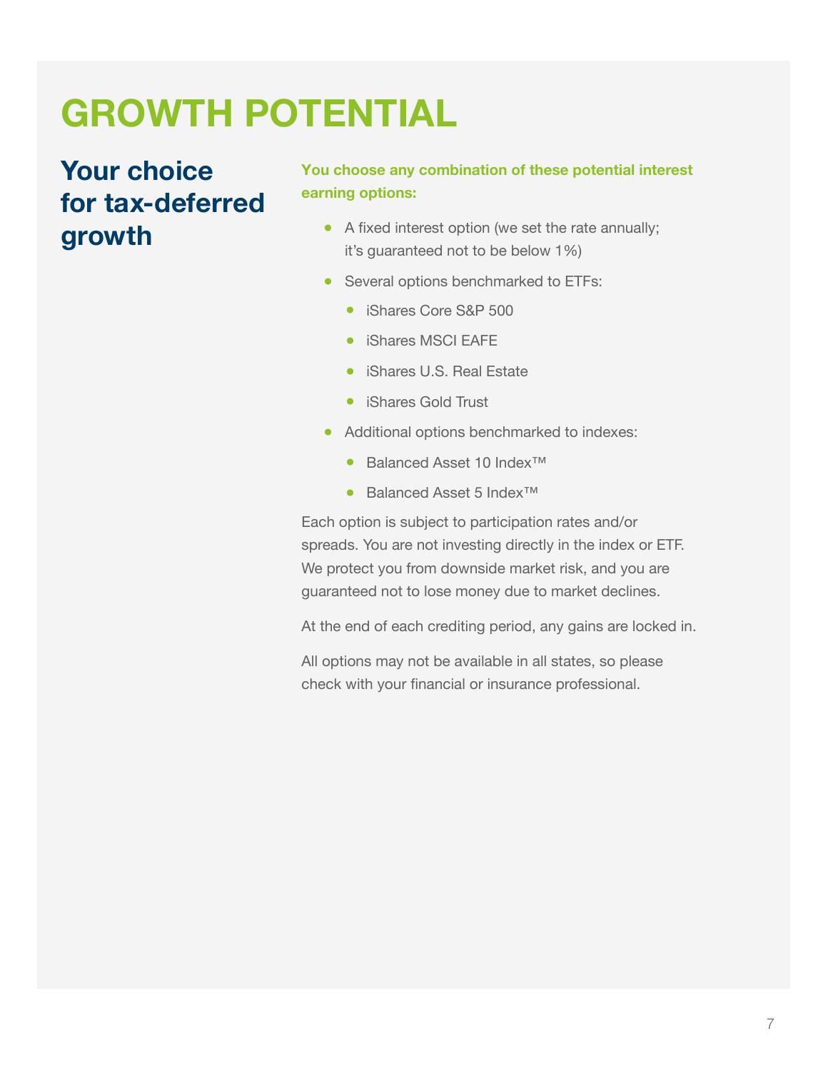# GROWTH POTENTIAL

## Your choice for tax-deferred growth

**You choose any combination of these potential interest earning options:**

- A fixed interest option (we set the rate annually; it's guaranteed not to be below 1%)
- Several options benchmarked to ETFs:
  - iShares Core S&P 500
  - iShares MSCI EAFE
  - iShares U.S. Real Estate
  - iShares Gold Trust
- Additional options benchmarked to indexes:
  - Balanced Asset 10 Index™
  - Balanced Asset 5 Index™

Each option is subject to participation rates and/or spreads. You are not investing directly in the index or ETF. We protect you from downside market risk, and you are guaranteed not to lose money due to market declines.

At the end of each crediting period, any gains are locked in.

All options may not be available in all states, so please check with your financial or insurance professional.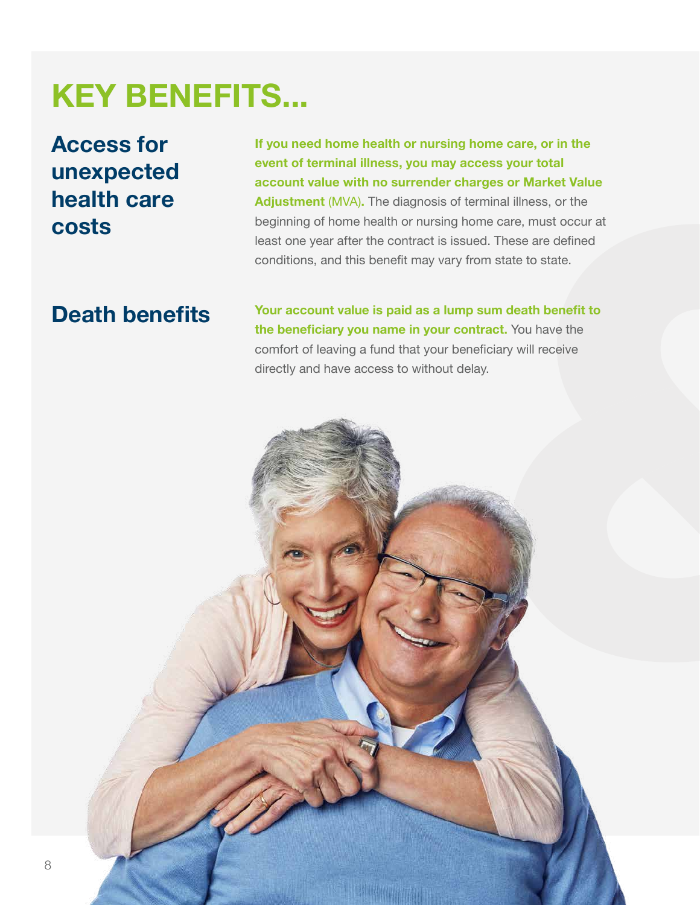# KEY BENEFITS...

## Access for unexpected health care costs

**If you need home health or nursing home care, or in the event of terminal illness, you may access your total account value with no surrender charges or Market Value Adjustment** (MVA)**.** The diagnosis of terminal illness, or the beginning of home health or nursing home care, must occur at least one year after the contract is issued. These are defined conditions, and this benefit may vary from state to state.

## Death benefits

**Your account value is paid as a lump sum death benefit to the beneficiary you name in your contract.** You have the comfort of leaving a fund that your beneficiary will receive directly and have access to without delay.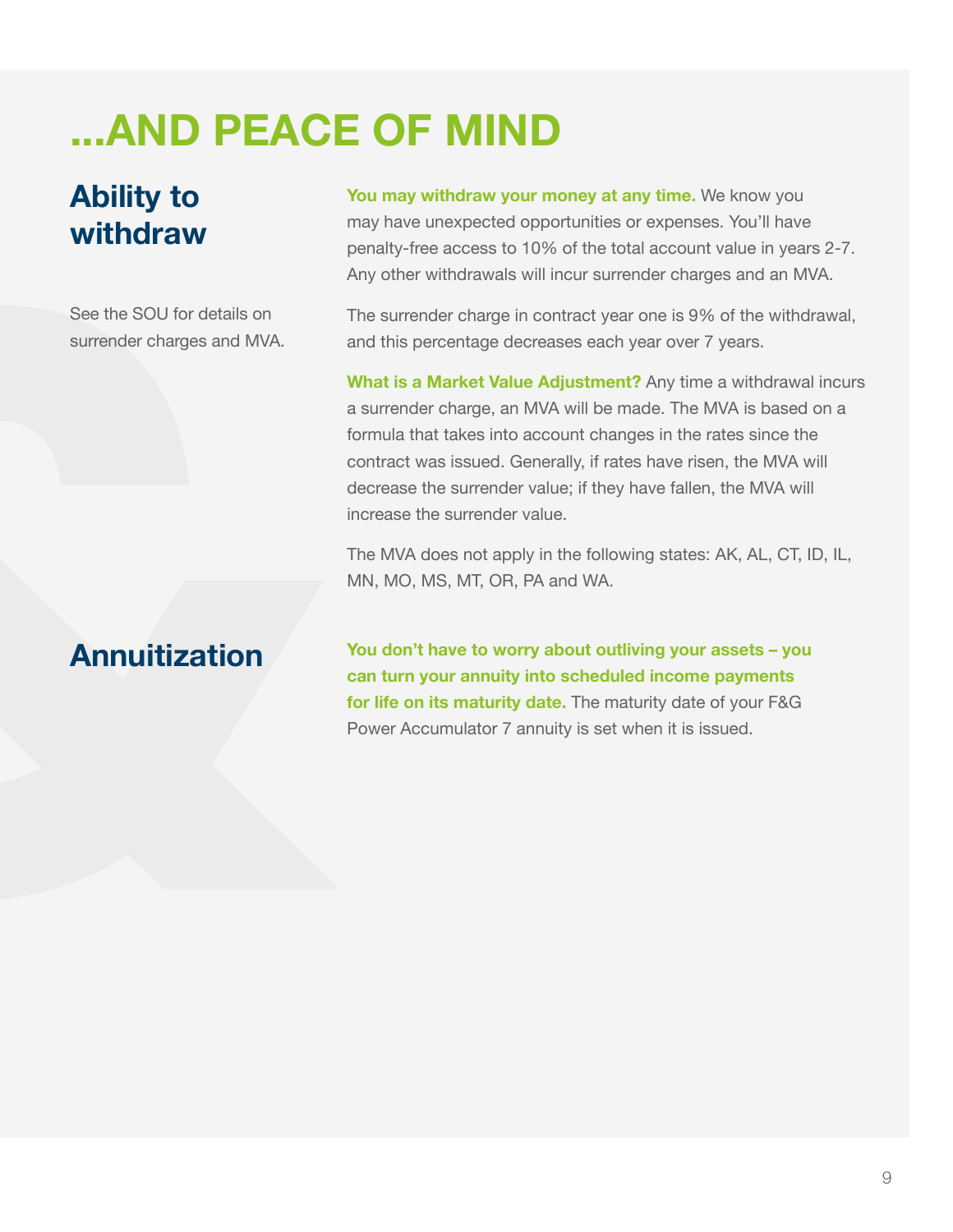# ...AND PEACE OF MIND

## Ability to withdraw

See the SOU for details on surrender charges and MVA.

**You may withdraw your money at any time.** We know you may have unexpected opportunities or expenses. You'll have penalty-free access to 10% of the total account value in years 2-7. Any other withdrawals will incur surrender charges and an MVA.

The surrender charge in contract year one is 9% of the withdrawal, and this percentage decreases each year over 7 years.

**What is a Market Value Adjustment?** Any time a withdrawal incurs a surrender charge, an MVA will be made. The MVA is based on a formula that takes into account changes in the rates since the contract was issued. Generally, if rates have risen, the MVA will decrease the surrender value; if they have fallen, the MVA will increase the surrender value.

The MVA does not apply in the following states: AK, AL, CT, ID, IL, MN, MO, MS, MT, OR, PA and WA.

## Annuitization

**You don't have to worry about outliving your assets – you can turn your annuity into scheduled income payments for life on its maturity date.** The maturity date of your F&G Power Accumulator 7 annuity is set when it is issued.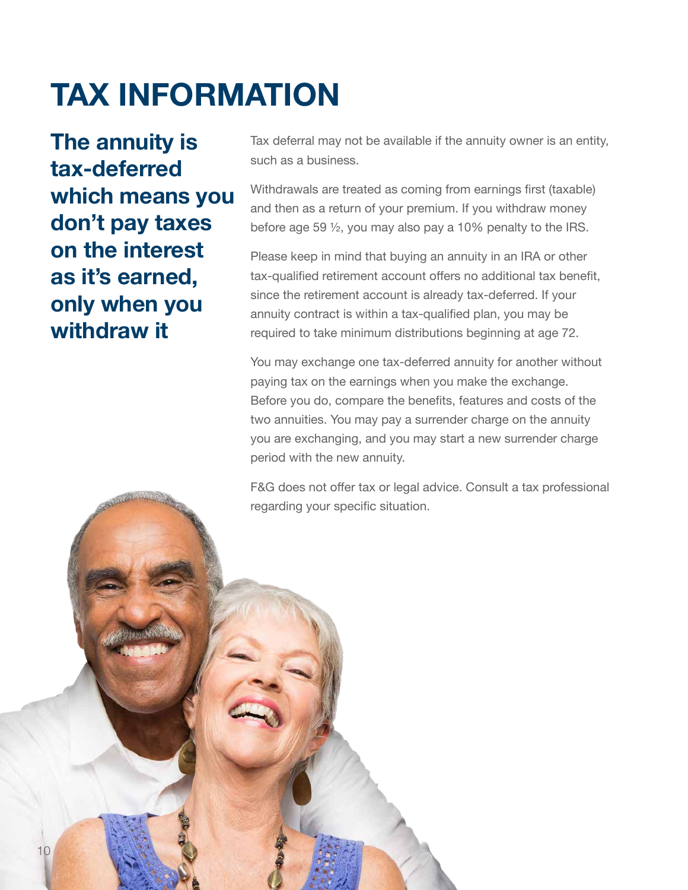# TAX INFORMATION

**The annuity is tax-deferred which means you don't pay taxes on the interest as it's earned, only when you withdraw it**

Tax deferral may not be available if the annuity owner is an entity, such as a business.

Withdrawals are treated as coming from earnings first (taxable) and then as a return of your premium. If you withdraw money before age 59 ½, you may also pay a 10% penalty to the IRS.

Please keep in mind that buying an annuity in an IRA or other tax-qualified retirement account offers no additional tax benefit, since the retirement account is already tax-deferred. If your annuity contract is within a tax-qualified plan, you may be required to take minimum distributions beginning at age 72.

You may exchange one tax-deferred annuity for another without paying tax on the earnings when you make the exchange. Before you do, compare the benefits, features and costs of the two annuities. You may pay a surrender charge on the annuity you are exchanging, and you may start a new surrender charge period with the new annuity.

F&G does not offer tax or legal advice. Consult a tax professional regarding your specific situation.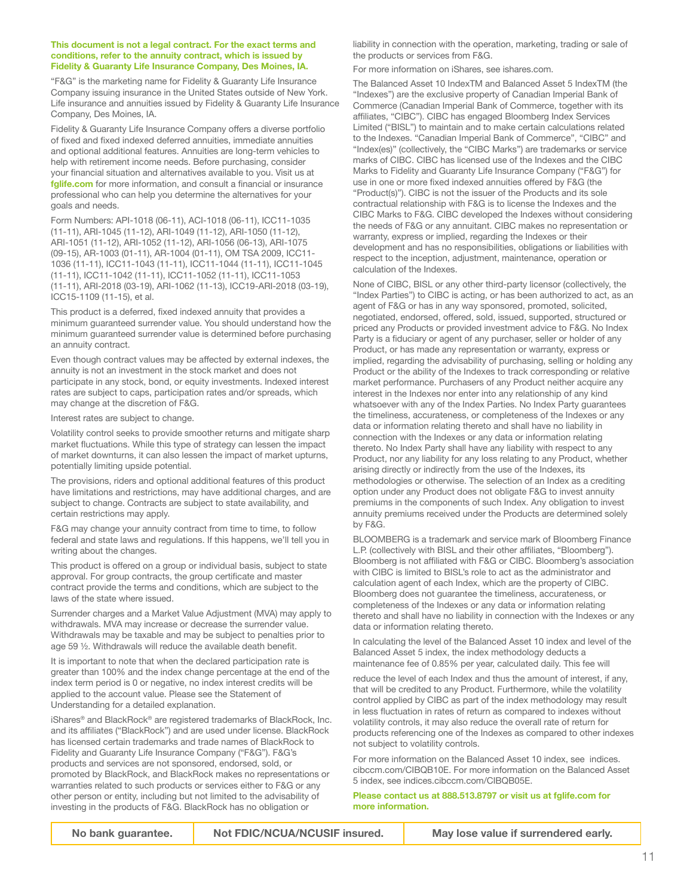**This document is not a legal contract. For the exact terms and conditions, refer to the annuity contract, which is issued by Fidelity & Guaranty Life Insurance Company, Des Moines, IA.**

"F&G" is the marketing name for Fidelity & Guaranty Life Insurance Company issuing insurance in the United States outside of New York. Life insurance and annuities issued by Fidelity & Guaranty Life Insurance Company, Des Moines, IA.

Fidelity & Guaranty Life Insurance Company offers a diverse portfolio of fixed and fixed indexed deferred annuities, immediate annuities and optional additional features. Annuities are long-term vehicles to help with retirement income needs. Before purchasing, consider your financial situation and alternatives available to you. Visit us at **fglife.com** for more information, and consult a financial or insurance professional who can help you determine the alternatives for your goals and needs.

Form Numbers: API-1018 (06-11), ACI-1018 (06-11), ICC11-1035 (11-11), ARI-1045 (11-12), ARI-1049 (11-12), ARI-1050 (11-12), ARI-1051 (11-12), ARI-1052 (11-12), ARI-1056 (06-13), ARI-1075 (09-15), AR-1003 (01-11), AR-1004 (01-11), OM TSA 2009, ICC11-1036 (11-11), ICC11-1043 (11-11), ICC11-1044 (11-11), ICC11-1045 (11-11), ICC11-1042 (11-11), ICC11-1052 (11-11), ICC11-1053 (11-11), ARI-2018 (03-19), ARI-1062 (11-13), ICC19-ARI-2018 (03-19), ICC15-1109 (11-15), et al.

This product is a deferred, fixed indexed annuity that provides a minimum guaranteed surrender value. You should understand how the minimum guaranteed surrender value is determined before purchasing an annuity contract.

Even though contract values may be affected by external indexes, the annuity is not an investment in the stock market and does not participate in any stock, bond, or equity investments. Indexed interest rates are subject to caps, participation rates and/or spreads, which may change at the discretion of F&G.

Interest rates are subject to change.

Volatility control seeks to provide smoother returns and mitigate sharp market fluctuations. While this type of strategy can lessen the impact of market downturns, it can also lessen the impact of market upturns, potentially limiting upside potential.

The provisions, riders and optional additional features of this product have limitations and restrictions, may have additional charges, and are subject to change. Contracts are subject to state availability, and certain restrictions may apply.

F&G may change your annuity contract from time to time, to follow federal and state laws and regulations. If this happens, we'll tell you in writing about the changes.

This product is offered on a group or individual basis, subject to state approval. For group contracts, the group certificate and master contract provide the terms and conditions, which are subject to the laws of the state where issued.

Surrender charges and a Market Value Adjustment (MVA) may apply to withdrawals. MVA may increase or decrease the surrender value. Withdrawals may be taxable and may be subject to penalties prior to age 59 ½. Withdrawals will reduce the available death benefit.

It is important to note that when the declared participation rate is greater than 100% and the index change percentage at the end of the index term period is 0 or negative, no index interest credits will be applied to the account value. Please see the Statement of Understanding for a detailed explanation.

iShares® and BlackRock® are registered trademarks of BlackRock, Inc. and its affiliates ("BlackRock") and are used under license. BlackRock has licensed certain trademarks and trade names of BlackRock to Fidelity and Guaranty Life Insurance Company ("F&G"). F&G's products and services are not sponsored, endorsed, sold, or promoted by BlackRock, and BlackRock makes no representations or warranties related to such products or services either to F&G or any other person or entity, including but not limited to the advisability of investing in the products of F&G. BlackRock has no obligation or liability in connection with the operation, marketing, trading or sale of the products or services from F&G.

For more information on iShares, see ishares.com.

The Balanced Asset 10 IndexTM and Balanced Asset 5 IndexTM (the "Indexes") are the exclusive property of Canadian Imperial Bank of Commerce (Canadian Imperial Bank of Commerce, together with its affiliates, "CIBC"). CIBC has engaged Bloomberg Index Services Limited ("BISL") to maintain and to make certain calculations related to the Indexes. "Canadian Imperial Bank of Commerce", "CIBC" and "Index(es)" (collectively, the "CIBC Marks") are trademarks or service marks of CIBC. CIBC has licensed use of the Indexes and the CIBC Marks to Fidelity and Guaranty Life Insurance Company ("F&G") for use in one or more fixed indexed annuities offered by F&G (the "Product(s)"). CIBC is not the issuer of the Products and its sole contractual relationship with F&G is to license the Indexes and the CIBC Marks to F&G. CIBC developed the Indexes without considering the needs of F&G or any annuitant. CIBC makes no representation or warranty, express or implied, regarding the Indexes or their development and has no responsibilities, obligations or liabilities with respect to the inception, adjustment, maintenance, operation or calculation of the Indexes.

None of CIBC, BISL or any other third-party licensor (collectively, the "Index Parties") to CIBC is acting, or has been authorized to act, as an agent of F&G or has in any way sponsored, promoted, solicited, negotiated, endorsed, offered, sold, issued, supported, structured or priced any Products or provided investment advice to F&G. No Index Party is a fiduciary or agent of any purchaser, seller or holder of any Product, or has made any representation or warranty, express or implied, regarding the advisability of purchasing, selling or holding any Product or the ability of the Indexes to track corresponding or relative market performance. Purchasers of any Product neither acquire any interest in the Indexes nor enter into any relationship of any kind whatsoever with any of the Index Parties. No Index Party guarantees the timeliness, accurateness, or completeness of the Indexes or any data or information relating thereto and shall have no liability in connection with the Indexes or any data or information relating thereto. No Index Party shall have any liability with respect to any Product, nor any liability for any loss relating to any Product, whether arising directly or indirectly from the use of the Indexes, its methodologies or otherwise. The selection of an Index as a crediting option under any Product does not obligate F&G to invest annuity premiums in the components of such Index. Any obligation to invest annuity premiums received under the Products are determined solely by F&G.

BLOOMBERG is a trademark and service mark of Bloomberg Finance L.P. (collectively with BISL and their other affiliates, "Bloomberg"). Bloomberg is not affiliated with F&G or CIBC. Bloomberg's association with CIBC is limited to BISL's role to act as the administrator and calculation agent of each Index, which are the property of CIBC. Bloomberg does not guarantee the timeliness, accurateness, or completeness of the Indexes or any data or information relating thereto and shall have no liability in connection with the Indexes or any data or information relating thereto.

In calculating the level of the Balanced Asset 10 index and level of the Balanced Asset 5 index, the index methodology deducts a maintenance fee of 0.85% per year, calculated daily. This fee will reduce the level of each Index and thus the amount of interest, if any, that will be credited to any Product. Furthermore, while the volatility control applied by CIBC as part of the index methodology may result in less fluctuation in rates of return as compared to indexes without volatility controls, it may also reduce the overall rate of return for products referencing one of the Indexes as compared to other indexes not subject to volatility controls.

For more information on the Balanced Asset 10 index, see indices.cibccm.com/CIBQB10E. For more information on the Balanced Asset 5 index, see indices.cibccm.com/CIBQB05E.

**Please contact us at 888.513.8797 or visit us at fglife.com for more information.**

| No bank guarantee. | Not FDIC/NCUA/NCUSIF insured. | May lose value if surrendered early. |
|---|---|---|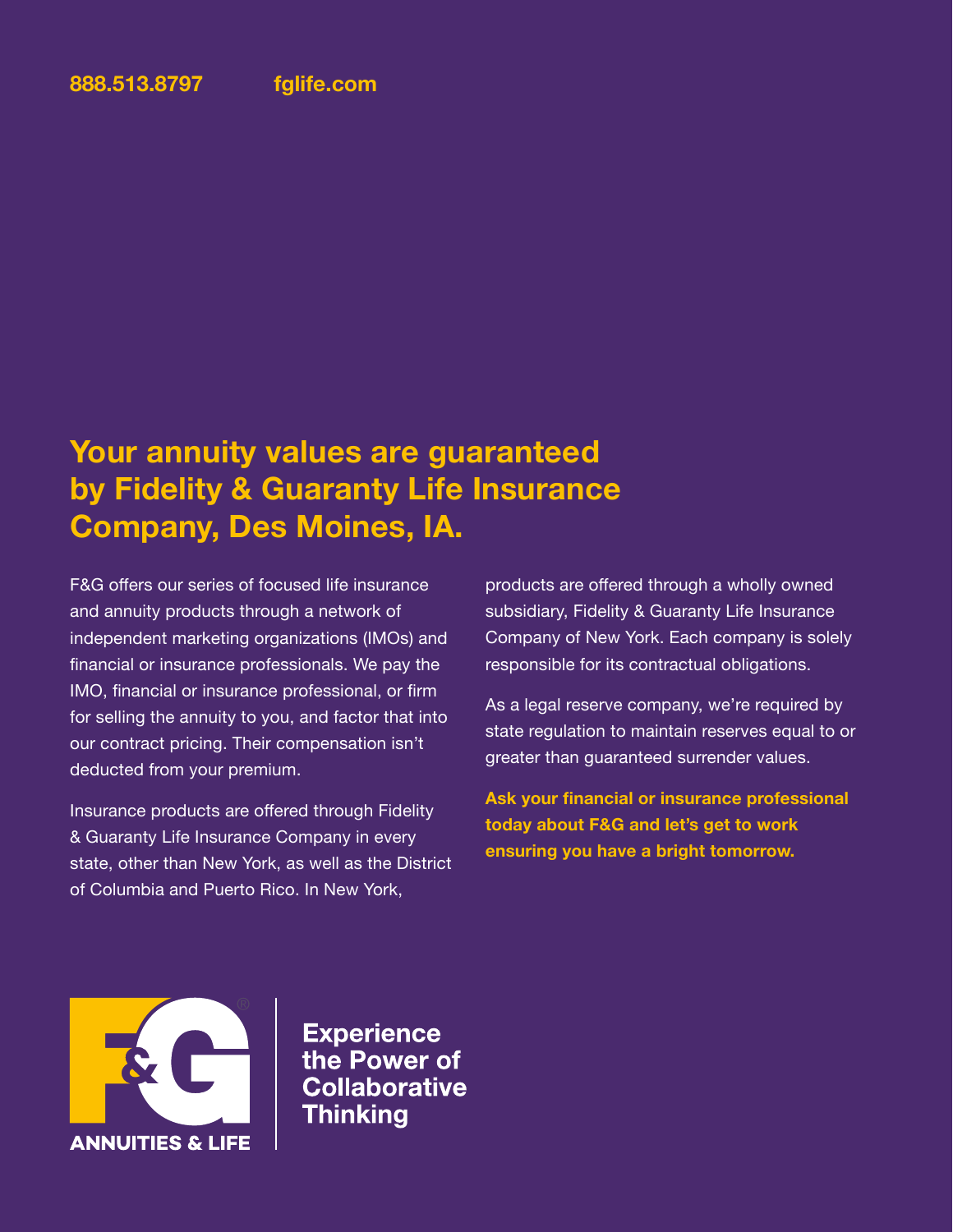888.513.8797 fglife.com

## Your annuity values are guaranteed by Fidelity & Guaranty Life Insurance Company, Des Moines, IA.

F&G offers our series of focused life insurance and annuity products through a network of independent marketing organizations (IMOs) and financial or insurance professionals. We pay the IMO, financial or insurance professional, or firm for selling the annuity to you, and factor that into our contract pricing. Their compensation isn't deducted from your premium.

Insurance products are offered through Fidelity & Guaranty Life Insurance Company in every state, other than New York, as well as the District of Columbia and Puerto Rico. In New York, products are offered through a wholly owned subsidiary, Fidelity & Guaranty Life Insurance Company of New York. Each company is solely responsible for its contractual obligations.

As a legal reserve company, we're required by state regulation to maintain reserves equal to or greater than guaranteed surrender values.

**Ask your financial or insurance professional today about F&G and let's get to work ensuring you have a bright tomorrow.**

F&G® ANNUITIES & LIFE

**Experience the Power of Collaborative Thinking**